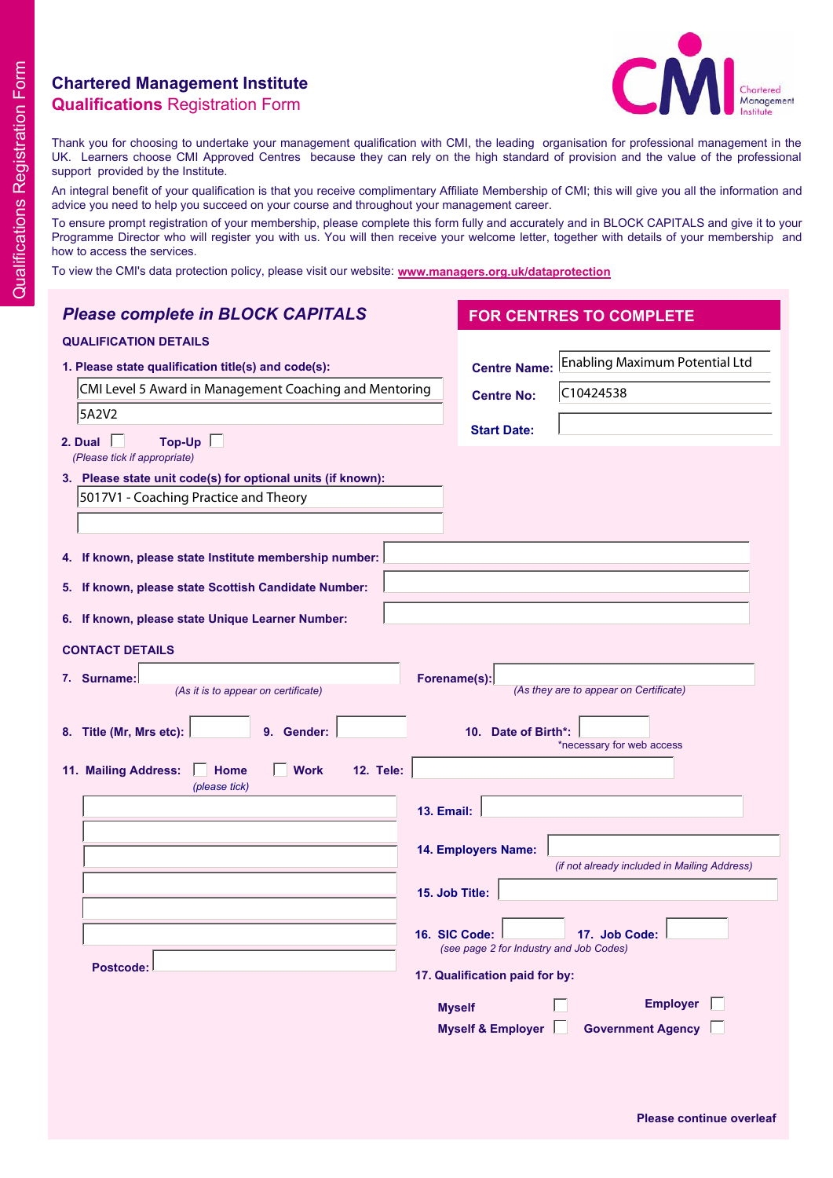# Chartered Management Institute
## Qualifications Registration Form

Thank you for choosing to undertake your management qualification with CMI, the leading organisation for professional management in the UK. Learners choose CMI Approved Centres because they can rely on the high standard of provision and the value of the professional support provided by the Institute.

An integral benefit of your qualification is that you receive complimentary Affiliate Membership of CMI; this will give you all the information and advice you need to help you succeed on your course and throughout your management career.

To ensure prompt registration of your membership, please complete this form fully and accurately and in BLOCK CAPITALS and give it to your Programme Director who will register you with us. You will then receive your welcome letter, together with details of your membership and how to access the services.

To view the CMI's data protection policy, please visit our website: **www.managers.org.uk/dataprotection**

### *Please complete in BLOCK CAPITALS*

### FOR CENTRES TO COMPLETE

**Centre Name:** Enabling Maximum Potential Ltd

**Centre No:** C10424538

**Start Date:**

### QUALIFICATION DETAILS

**1. Please state qualification title(s) and code(s):**

CMI Level 5 Award in Management Coaching and Mentoring

5A2V2

**2. Dual** ☐ **Top-Up** ☐
*(Please tick if appropriate)*

**3. Please state unit code(s) for optional units (if known):**

5017V1 - Coaching Practice and Theory

**4. If known, please state Institute membership number:**

**5. If known, please state Scottish Candidate Number:**

**6. If known, please state Unique Learner Number:**

### CONTACT DETAILS

**7. Surname:**
*(As it is to appear on certificate)*

**Forename(s):**
*(As they are to appear on Certificate)*

**8. Title (Mr, Mrs etc):** **9. Gender:** **10. Date of Birth\*:**
\*necessary for web access

**11. Mailing Address:** ☐ **Home** ☐ **Work**
*(please tick)*

**12. Tele:**

**13. Email:**

**14. Employers Name:**
*(if not already included in Mailing Address)*

**15. Job Title:**

**Postcode:**

**16. SIC Code:** **17. Job Code:**
*(see page 2 for Industry and Job Codes)*

**17. Qualification paid for by:**

**Myself** ☐ **Employer** ☐
**Myself & Employer** ☐ **Government Agency** ☐

**Please continue overleaf**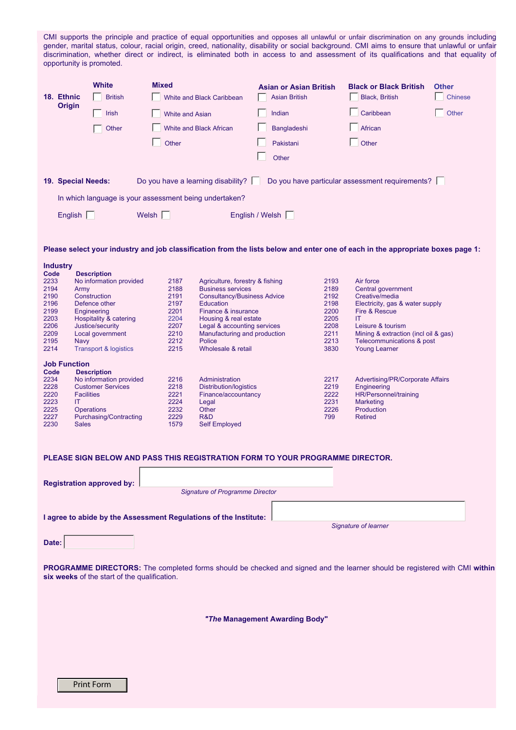CMI supports the principle and practice of equal opportunities and opposes all unlawful or unfair discrimination on any grounds including gender, marital status, colour, racial origin, creed, nationality, disability or social background. CMI aims to ensure that unlawful or unfair discrimination, whether direct or indirect, is eliminated both in access to and assessment of its qualifications and that equality of opportunity is promoted.

**18. Ethnic Origin**

| White | Mixed | Asian or Asian British | Black or Black British | Other |
|---|---|---|---|---|
| ☐ British | ☐ White and Black Caribbean | ☐ Asian British | ☐ Black, British | ☐ Chinese |
| ☐ Irish | ☐ White and Asian | ☐ Indian | ☐ Caribbean | ☐ Other |
| ☐ Other | ☐ White and Black African | ☐ Bangladeshi | ☐ African | |
| | ☐ Other | ☐ Pakistani | ☐ Other | |
| | | ☐ Other | | |

**19. Special Needs:** Do you have a learning disability? ☐ Do you have particular assessment requirements? ☐

In which language is your assessment being undertaken?

English ☐ Welsh ☐ English / Welsh ☐

**Please select your industry and job classification from the lists below and enter one of each in the appropriate boxes page 1:**

**Industry**

| Code | Description | Code | Description | Code | Description |
|---|---|---|---|---|---|
| 2233 | No information provided | 2187 | Agriculture, forestry & fishing | 2193 | Air force |
| 2194 | Army | 2188 | Business services | 2189 | Central government |
| 2190 | Construction | 2191 | Consultancy/Business Advice | 2192 | Creative/media |
| 2196 | Defence other | 2197 | Education | 2198 | Electricity, gas & water supply |
| 2199 | Engineering | 2201 | Finance & insurance | 2200 | Fire & Rescue |
| 2203 | Hospitality & catering | 2204 | Housing & real estate | 2205 | IT |
| 2206 | Justice/security | 2207 | Legal & accounting services | 2208 | Leisure & tourism |
| 2209 | Local government | 2210 | Manufacturing and production | 2211 | Mining & extraction (incl oil & gas) |
| 2195 | Navy | 2212 | Police | 2213 | Telecommunications & post |
| 2214 | Transport & logistics | 2215 | Wholesale & retail | 3830 | Young Learner |

**Job Function**

| Code | Description | Code | Description | Code | Description |
|---|---|---|---|---|---|
| 2234 | No information provided | 2216 | Administration | 2217 | Advertising/PR/Corporate Affairs |
| 2228 | Customer Services | 2218 | Distribution/logistics | 2219 | Engineering |
| 2220 | Facilities | 2221 | Finance/accountancy | 2222 | HR/Personnel/training |
| 2223 | IT | 2224 | Legal | 2231 | Marketing |
| 2225 | Operations | 2232 | Other | 2226 | Production |
| 2227 | Purchasing/Contracting | 2229 | R&D | 799 | Retired |
| 2230 | Sales | 1579 | Self Employed | | |

**PLEASE SIGN BELOW AND PASS THIS REGISTRATION FORM TO YOUR PROGRAMME DIRECTOR.**

**Registration approved by:** ____________________

*Signature of Programme Director*

**I agree to abide by the Assessment Regulations of the Institute:** ____________________

*Signature of learner*

**Date:** __________

**PROGRAMME DIRECTORS:** The completed forms should be checked and signed and the learner should be registered with CMI **within six weeks** of the start of the qualification.

**"*The* Management Awarding Body"**

Print Form